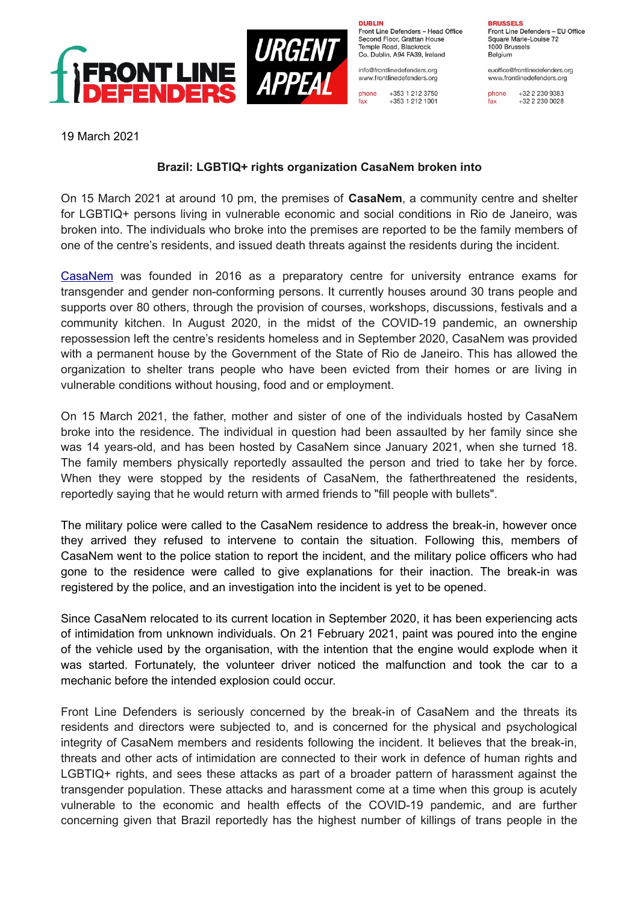FRONT LINE DEFENDERS

URGENT APPEAL

**DUBLIN**
Front Line Defenders – Head Office
Second Floor, Grattan House
Temple Road, Blackrock
Co. Dublin, A94 FA39, Ireland

info@frontlinedefenders.org
www.frontlinedefenders.org

phone +353 1 212 3750
fax +353 1 212 1001

**BRUSSELS**
Front Line Defenders – EU Office
Square Marie-Louise 72
1000 Brussels
Belgium

euoffice@frontlinedefenders.org
www.frontlinedefenders.org

phone +32 2 230 9383
fax +32 2 230 0028

19 March 2021

## Brazil: LGBTIQ+ rights organization CasaNem broken into

On 15 March 2021 at around 10 pm, the premises of **CasaNem**, a community centre and shelter for LGBTIQ+ persons living in vulnerable economic and social conditions in Rio de Janeiro, was broken into. The individuals who broke into the premises are reported to be the family members of one of the centre's residents, and issued death threats against the residents during the incident.

CasaNem was founded in 2016 as a preparatory centre for university entrance exams for transgender and gender non-conforming persons. It currently houses around 30 trans people and supports over 80 others, through the provision of courses, workshops, discussions, festivals and a community kitchen. In August 2020, in the midst of the COVID-19 pandemic, an ownership repossession left the centre's residents homeless and in September 2020, CasaNem was provided with a permanent house by the Government of the State of Rio de Janeiro. This has allowed the organization to shelter trans people who have been evicted from their homes or are living in vulnerable conditions without housing, food and or employment.

On 15 March 2021, the father, mother and sister of one of the individuals hosted by CasaNem broke into the residence. The individual in question had been assaulted by her family since she was 14 years-old, and has been hosted by CasaNem since January 2021, when she turned 18. The family members physically reportedly assaulted the person and tried to take her by force. When they were stopped by the residents of CasaNem, the fatherthreatened the residents, reportedly saying that he would return with armed friends to "fill people with bullets".

The military police were called to the CasaNem residence to address the break-in, however once they arrived they refused to intervene to contain the situation. Following this, members of CasaNem went to the police station to report the incident, and the military police officers who had gone to the residence were called to give explanations for their inaction. The break-in was registered by the police, and an investigation into the incident is yet to be opened.

Since CasaNem relocated to its current location in September 2020, it has been experiencing acts of intimidation from unknown individuals. On 21 February 2021, paint was poured into the engine of the vehicle used by the organisation, with the intention that the engine would explode when it was started. Fortunately, the volunteer driver noticed the malfunction and took the car to a mechanic before the intended explosion could occur.

Front Line Defenders is seriously concerned by the break-in of CasaNem and the threats its residents and directors were subjected to, and is concerned for the physical and psychological integrity of CasaNem members and residents following the incident. It believes that the break-in, threats and other acts of intimidation are connected to their work in defence of human rights and LGBTIQ+ rights, and sees these attacks as part of a broader pattern of harassment against the transgender population. These attacks and harassment come at a time when this group is acutely vulnerable to the economic and health effects of the COVID-19 pandemic, and are further concerning given that Brazil reportedly has the highest number of killings of trans people in the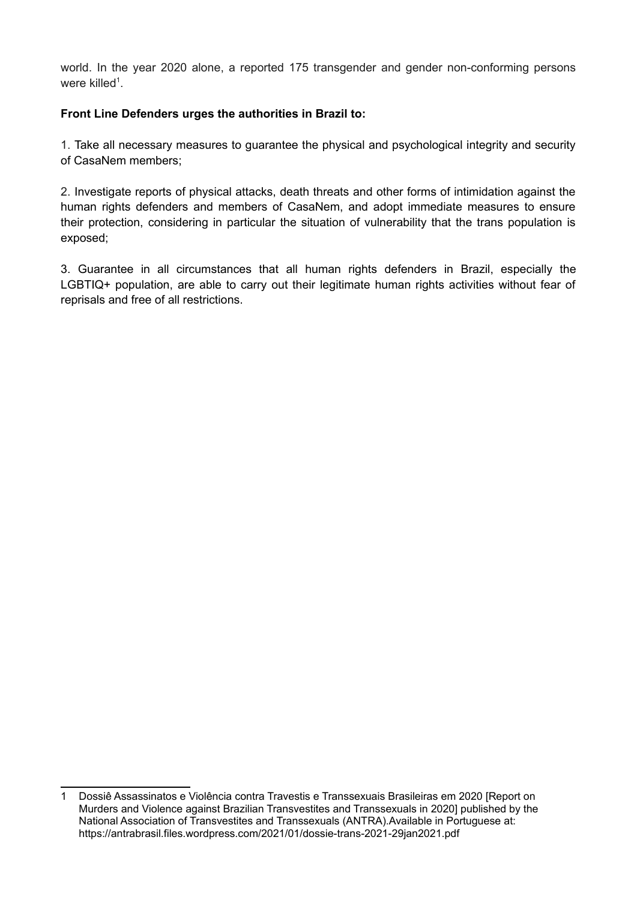world. In the year 2020 alone, a reported 175 transgender and gender non-conforming persons were killed[1].

**Front Line Defenders urges the authorities in Brazil to:**

1. Take all necessary measures to guarantee the physical and psychological integrity and security of CasaNem members;

2. Investigate reports of physical attacks, death threats and other forms of intimidation against the human rights defenders and members of CasaNem, and adopt immediate measures to ensure their protection, considering in particular the situation of vulnerability that the trans population is exposed;

3. Guarantee in all circumstances that all human rights defenders in Brazil, especially the LGBTIQ+ population, are able to carry out their legitimate human rights activities without fear of reprisals and free of all restrictions.

---

1 Dossiê Assassinatos e Violência contra Travestis e Transsexuais Brasileiras em 2020 [Report on Murders and Violence against Brazilian Transvestites and Transsexuals in 2020] published by the National Association of Transvestites and Transsexuals (ANTRA).Available in Portuguese at: https://antrabrasil.files.wordpress.com/2021/01/dossie-trans-2021-29jan2021.pdf